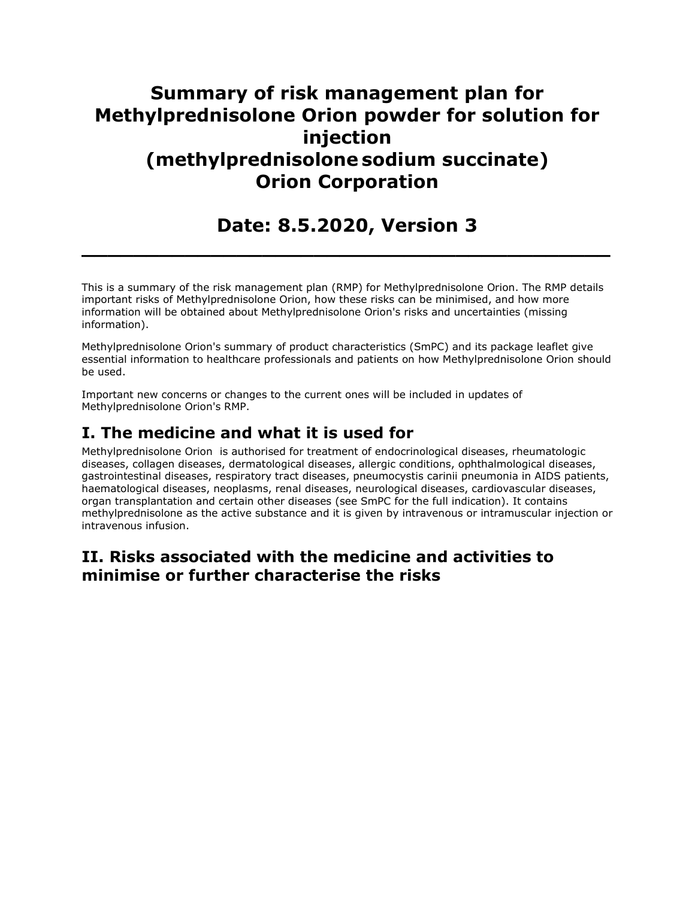# Summary of risk management plan for Methylprednisolone Orion powder for solution for injection (methylprednisolone sodium succinate) Orion Corporation

# Date: 8.5.2020, Version 3

This is a summary of the risk management plan (RMP) for Methylprednisolone Orion. The RMP details important risks of Methylprednisolone Orion, how these risks can be minimised, and how more information will be obtained about Methylprednisolone Orion's risks and uncertainties (missing information).

Methylprednisolone Orion's summary of product characteristics (SmPC) and its package leaflet give essential information to healthcare professionals and patients on how Methylprednisolone Orion should be used.

Important new concerns or changes to the current ones will be included in updates of Methylprednisolone Orion's RMP.

## I. The medicine and what it is used for

Methylprednisolone Orion is authorised for treatment of endocrinological diseases, rheumatologic diseases, collagen diseases, dermatological diseases, allergic conditions, ophthalmological diseases, gastrointestinal diseases, respiratory tract diseases, pneumocystis carinii pneumonia in AIDS patients, haematological diseases, neoplasms, renal diseases, neurological diseases, cardiovascular diseases, organ transplantation and certain other diseases (see SmPC for the full indication). It contains methylprednisolone as the active substance and it is given by intravenous or intramuscular injection or intravenous infusion.

## II. Risks associated with the medicine and activities to minimise or further characterise the risks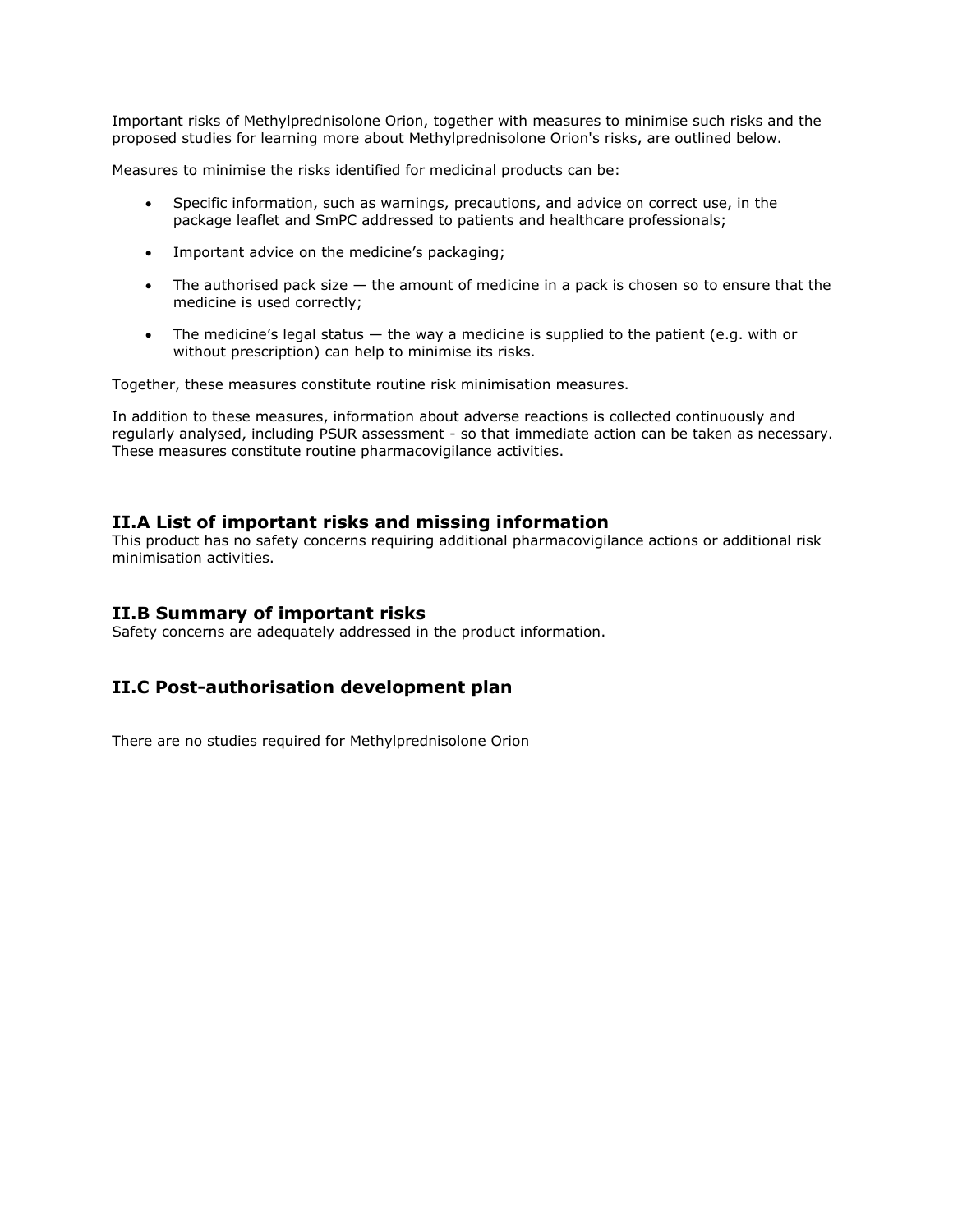Important risks of Methylprednisolone Orion, together with measures to minimise such risks and the proposed studies for learning more about Methylprednisolone Orion's risks, are outlined below.

Measures to minimise the risks identified for medicinal products can be:

- Specific information, such as warnings, precautions, and advice on correct use, in the package leaflet and SmPC addressed to patients and healthcare professionals;
- Important advice on the medicine's packaging;
- The authorised pack size — the amount of medicine in a pack is chosen so to ensure that the medicine is used correctly;
- The medicine's legal status — the way a medicine is supplied to the patient (e.g. with or without prescription) can help to minimise its risks.

Together, these measures constitute routine risk minimisation measures.

In addition to these measures, information about adverse reactions is collected continuously and regularly analysed, including PSUR assessment - so that immediate action can be taken as necessary. These measures constitute routine pharmacovigilance activities.

## II.A List of important risks and missing information

This product has no safety concerns requiring additional pharmacovigilance actions or additional risk minimisation activities.

## II.B Summary of important risks

Safety concerns are adequately addressed in the product information.

## II.C Post-authorisation development plan

There are no studies required for Methylprednisolone Orion